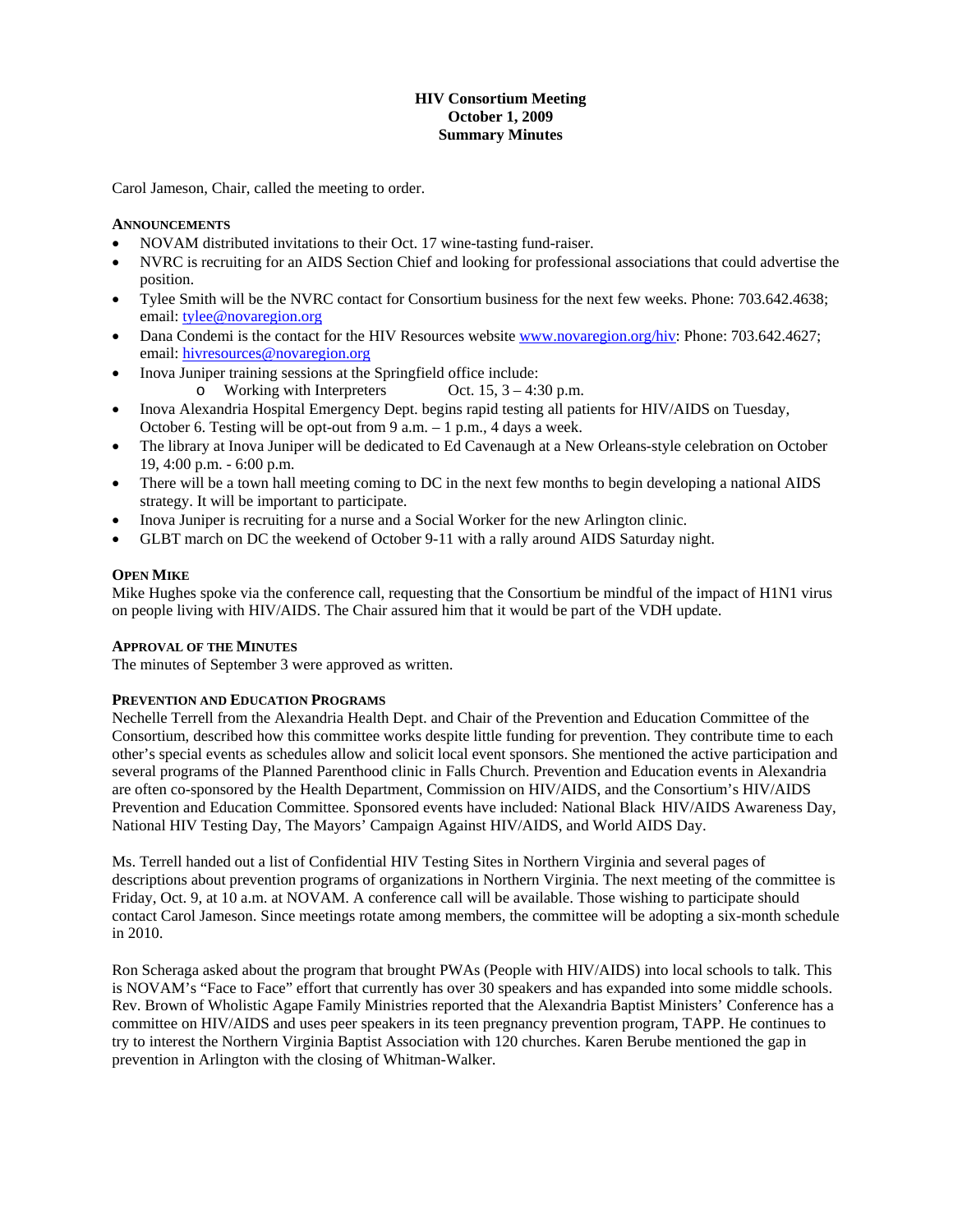**HIV Consortium Meeting**
**October 1, 2009**
**Summary Minutes**

Carol Jameson, Chair, called the meeting to order.

**ANNOUNCEMENTS**

- NOVAM distributed invitations to their Oct. 17 wine-tasting fund-raiser.
- NVRC is recruiting for an AIDS Section Chief and looking for professional associations that could advertise the position.
- Tylee Smith will be the NVRC contact for Consortium business for the next few weeks. Phone: 703.642.4638; email: tylee@novaregion.org
- Dana Condemi is the contact for the HIV Resources website www.novaregion.org/hiv: Phone: 703.642.4627; email: hivresources@novaregion.org
- Inova Juniper training sessions at the Springfield office include:
  - Working with Interpreters Oct. 15, 3 – 4:30 p.m.
- Inova Alexandria Hospital Emergency Dept. begins rapid testing all patients for HIV/AIDS on Tuesday, October 6. Testing will be opt-out from 9 a.m. – 1 p.m., 4 days a week.
- The library at Inova Juniper will be dedicated to Ed Cavenaugh at a New Orleans-style celebration on October 19, 4:00 p.m. - 6:00 p.m.
- There will be a town hall meeting coming to DC in the next few months to begin developing a national AIDS strategy. It will be important to participate.
- Inova Juniper is recruiting for a nurse and a Social Worker for the new Arlington clinic.
- GLBT march on DC the weekend of October 9-11 with a rally around AIDS Saturday night.

**OPEN MIKE**

Mike Hughes spoke via the conference call, requesting that the Consortium be mindful of the impact of H1N1 virus on people living with HIV/AIDS. The Chair assured him that it would be part of the VDH update.

**APPROVAL OF THE MINUTES**

The minutes of September 3 were approved as written.

**PREVENTION AND EDUCATION PROGRAMS**

Nechelle Terrell from the Alexandria Health Dept. and Chair of the Prevention and Education Committee of the Consortium, described how this committee works despite little funding for prevention. They contribute time to each other's special events as schedules allow and solicit local event sponsors. She mentioned the active participation and several programs of the Planned Parenthood clinic in Falls Church. Prevention and Education events in Alexandria are often co-sponsored by the Health Department, Commission on HIV/AIDS, and the Consortium's HIV/AIDS Prevention and Education Committee. Sponsored events have included: National Black HIV/AIDS Awareness Day, National HIV Testing Day, The Mayors' Campaign Against HIV/AIDS, and World AIDS Day.

Ms. Terrell handed out a list of Confidential HIV Testing Sites in Northern Virginia and several pages of descriptions about prevention programs of organizations in Northern Virginia. The next meeting of the committee is Friday, Oct. 9, at 10 a.m. at NOVAM. A conference call will be available. Those wishing to participate should contact Carol Jameson. Since meetings rotate among members, the committee will be adopting a six-month schedule in 2010.

Ron Scheraga asked about the program that brought PWAs (People with HIV/AIDS) into local schools to talk. This is NOVAM's "Face to Face" effort that currently has over 30 speakers and has expanded into some middle schools. Rev. Brown of Wholistic Agape Family Ministries reported that the Alexandria Baptist Ministers' Conference has a committee on HIV/AIDS and uses peer speakers in its teen pregnancy prevention program, TAPP. He continues to try to interest the Northern Virginia Baptist Association with 120 churches. Karen Berube mentioned the gap in prevention in Arlington with the closing of Whitman-Walker.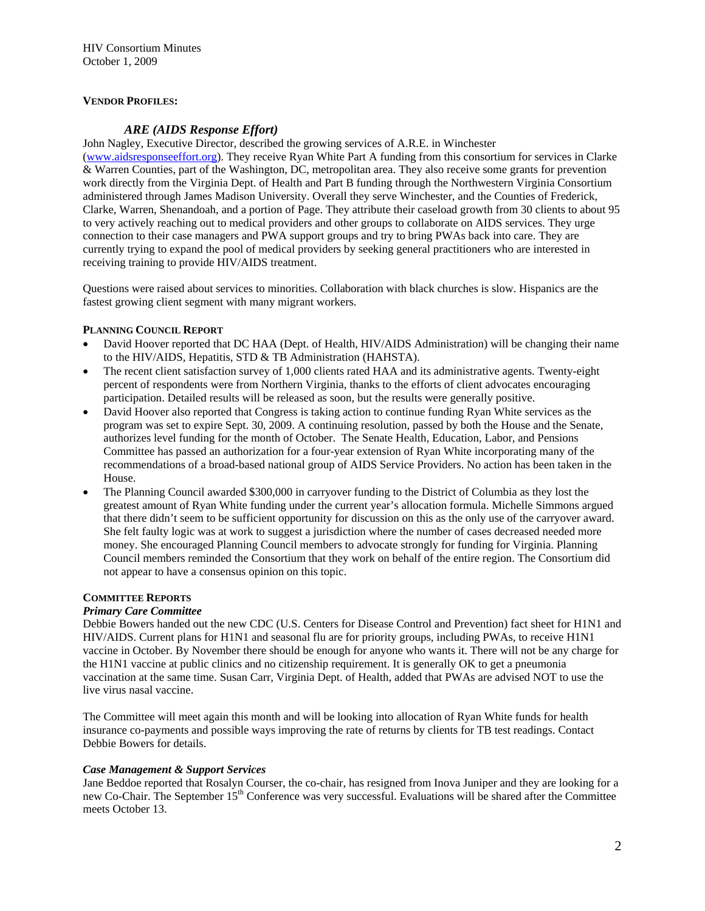**VENDOR PROFILES:**

### *ARE (AIDS Response Effort)*

John Nagley, Executive Director, described the growing services of A.R.E. in Winchester (www.aidsresponseeffort.org). They receive Ryan White Part A funding from this consortium for services in Clarke & Warren Counties, part of the Washington, DC, metropolitan area. They also receive some grants for prevention work directly from the Virginia Dept. of Health and Part B funding through the Northwestern Virginia Consortium administered through James Madison University. Overall they serve Winchester, and the Counties of Frederick, Clarke, Warren, Shenandoah, and a portion of Page. They attribute their caseload growth from 30 clients to about 95 to very actively reaching out to medical providers and other groups to collaborate on AIDS services. They urge connection to their case managers and PWA support groups and try to bring PWAs back into care. They are currently trying to expand the pool of medical providers by seeking general practitioners who are interested in receiving training to provide HIV/AIDS treatment.

Questions were raised about services to minorities. Collaboration with black churches is slow. Hispanics are the fastest growing client segment with many migrant workers.

**PLANNING COUNCIL REPORT**

- David Hoover reported that DC HAA (Dept. of Health, HIV/AIDS Administration) will be changing their name to the HIV/AIDS, Hepatitis, STD & TB Administration (HAHSTA).
- The recent client satisfaction survey of 1,000 clients rated HAA and its administrative agents. Twenty-eight percent of respondents were from Northern Virginia, thanks to the efforts of client advocates encouraging participation. Detailed results will be released as soon, but the results were generally positive.
- David Hoover also reported that Congress is taking action to continue funding Ryan White services as the program was set to expire Sept. 30, 2009. A continuing resolution, passed by both the House and the Senate, authorizes level funding for the month of October. The Senate Health, Education, Labor, and Pensions Committee has passed an authorization for a four-year extension of Ryan White incorporating many of the recommendations of a broad-based national group of AIDS Service Providers. No action has been taken in the House.
- The Planning Council awarded $300,000 in carryover funding to the District of Columbia as they lost the greatest amount of Ryan White funding under the current year's allocation formula. Michelle Simmons argued that there didn't seem to be sufficient opportunity for discussion on this as the only use of the carryover award. She felt faulty logic was at work to suggest a jurisdiction where the number of cases decreased needed more money. She encouraged Planning Council members to advocate strongly for funding for Virginia. Planning Council members reminded the Consortium that they work on behalf of the entire region. The Consortium did not appear to have a consensus opinion on this topic.

**COMMITTEE REPORTS**

***Primary Care Committee***

Debbie Bowers handed out the new CDC (U.S. Centers for Disease Control and Prevention) fact sheet for H1N1 and HIV/AIDS. Current plans for H1N1 and seasonal flu are for priority groups, including PWAs, to receive H1N1 vaccine in October. By November there should be enough for anyone who wants it. There will not be any charge for the H1N1 vaccine at public clinics and no citizenship requirement. It is generally OK to get a pneumonia vaccination at the same time. Susan Carr, Virginia Dept. of Health, added that PWAs are advised NOT to use the live virus nasal vaccine.

The Committee will meet again this month and will be looking into allocation of Ryan White funds for health insurance co-payments and possible ways improving the rate of returns by clients for TB test readings. Contact Debbie Bowers for details.

***Case Management & Support Services***

Jane Beddoe reported that Rosalyn Courser, the co-chair, has resigned from Inova Juniper and they are looking for a new Co-Chair. The September 15th Conference was very successful. Evaluations will be shared after the Committee meets October 13.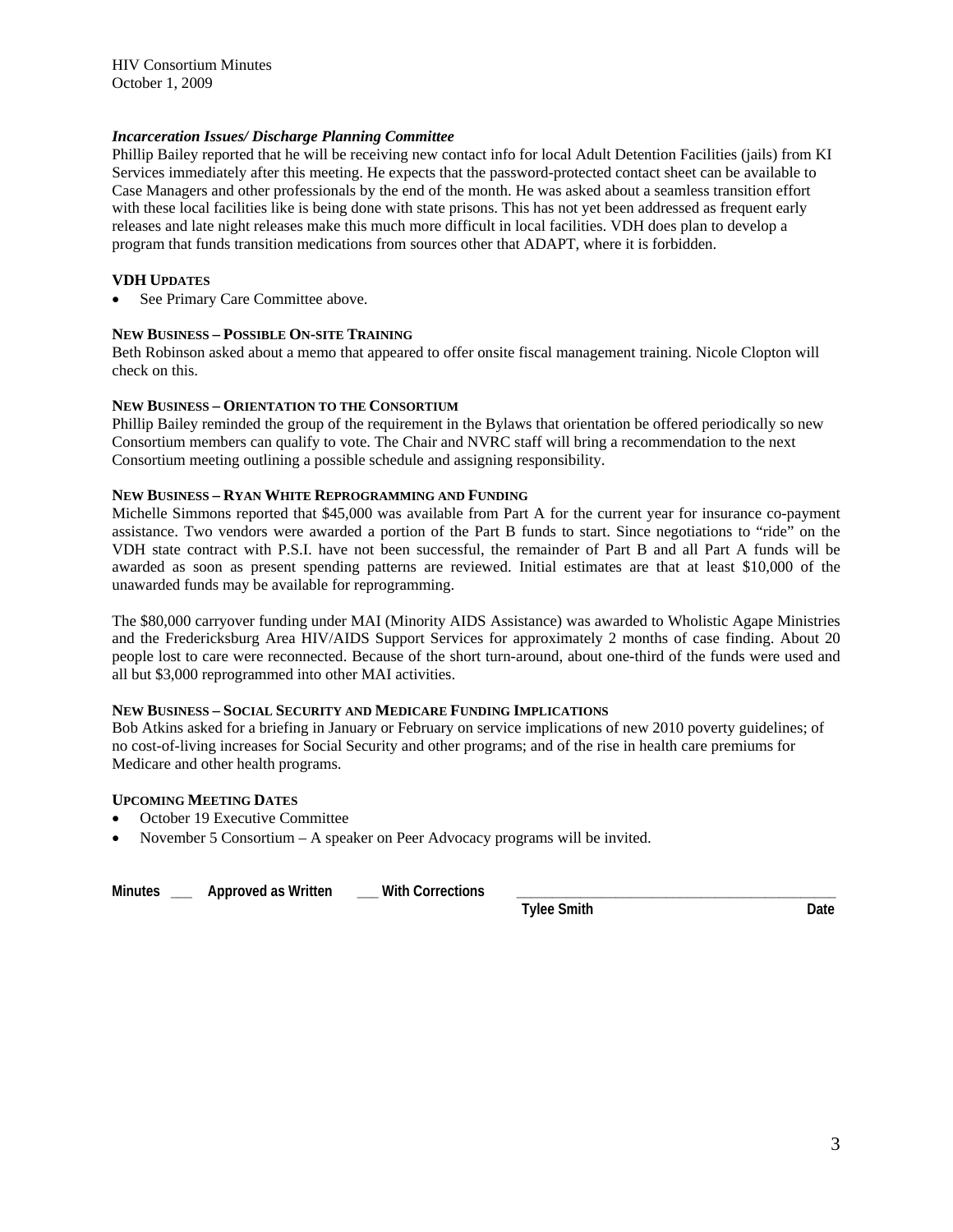### *Incarceration Issues/ Discharge Planning Committee*

Phillip Bailey reported that he will be receiving new contact info for local Adult Detention Facilities (jails) from KI Services immediately after this meeting. He expects that the password-protected contact sheet can be available to Case Managers and other professionals by the end of the month. He was asked about a seamless transition effort with these local facilities like is being done with state prisons. This has not yet been addressed as frequent early releases and late night releases make this much more difficult in local facilities. VDH does plan to develop a program that funds transition medications from sources other that ADAPT, where it is forbidden.

### VDH UPDATES

- See Primary Care Committee above.

### NEW BUSINESS – POSSIBLE ON-SITE TRAINING

Beth Robinson asked about a memo that appeared to offer onsite fiscal management training. Nicole Clopton will check on this.

### NEW BUSINESS – ORIENTATION TO THE CONSORTIUM

Phillip Bailey reminded the group of the requirement in the Bylaws that orientation be offered periodically so new Consortium members can qualify to vote. The Chair and NVRC staff will bring a recommendation to the next Consortium meeting outlining a possible schedule and assigning responsibility.

### NEW BUSINESS – RYAN WHITE REPROGRAMMING AND FUNDING

Michelle Simmons reported that $45,000 was available from Part A for the current year for insurance co-payment assistance. Two vendors were awarded a portion of the Part B funds to start. Since negotiations to "ride" on the VDH state contract with P.S.I. have not been successful, the remainder of Part B and all Part A funds will be awarded as soon as present spending patterns are reviewed. Initial estimates are that at least $10,000 of the unawarded funds may be available for reprogramming.

The $80,000 carryover funding under MAI (Minority AIDS Assistance) was awarded to Wholistic Agape Ministries and the Fredericksburg Area HIV/AIDS Support Services for approximately 2 months of case finding. About 20 people lost to care were reconnected. Because of the short turn-around, about one-third of the funds were used and all but $3,000 reprogrammed into other MAI activities.

### NEW BUSINESS – SOCIAL SECURITY AND MEDICARE FUNDING IMPLICATIONS

Bob Atkins asked for a briefing in January or February on service implications of new 2010 poverty guidelines; of no cost-of-living increases for Social Security and other programs; and of the rise in health care premiums for Medicare and other health programs.

### UPCOMING MEETING DATES

- October 19 Executive Committee
- November 5 Consortium – A speaker on Peer Advocacy programs will be invited.

**Minutes \_\_\_ Approved as Written \_\_\_ With Corrections** \_\_\_\_\_\_\_\_\_\_\_\_\_\_\_\_\_\_\_\_\_\_\_\_\_\_\_\_\_\_\_\_\_\_\_\_\_\_\_\_

**Tylee Smith Date**